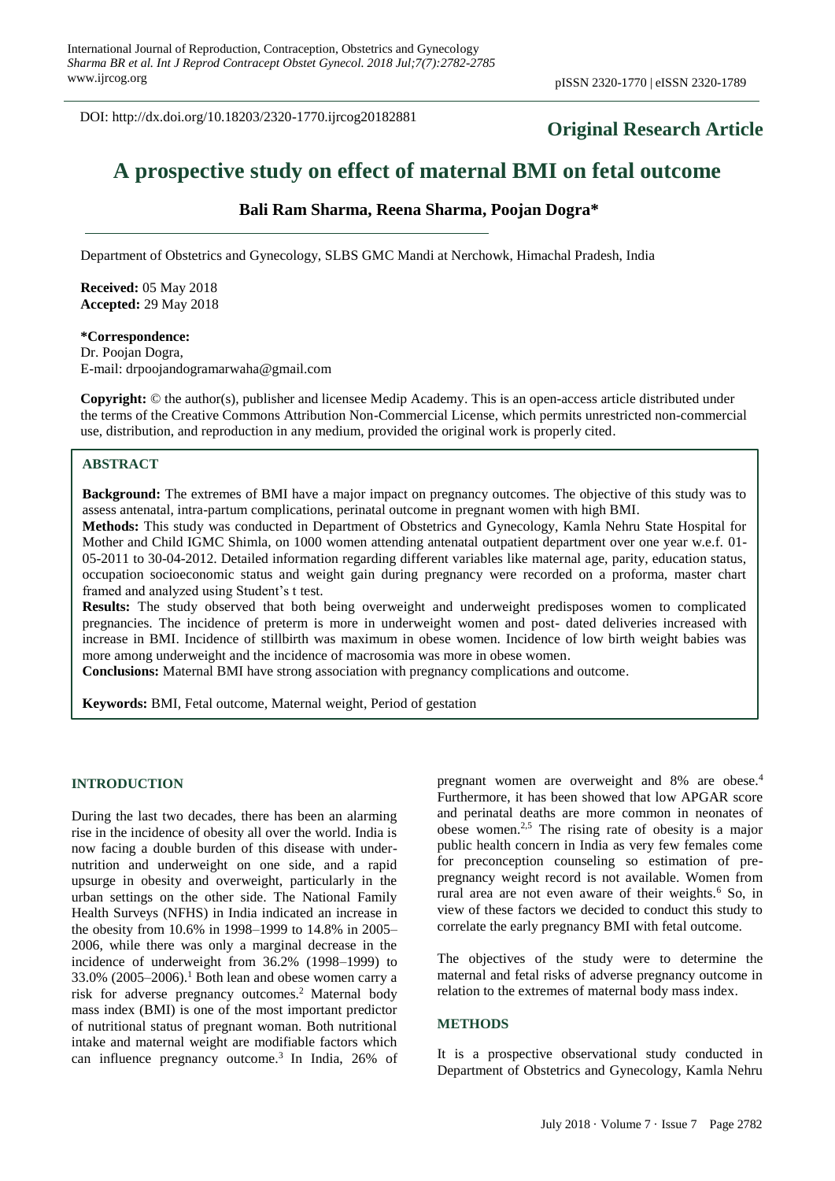DOI: http://dx.doi.org/10.18203/2320-1770.ijrcog20182881

**Original Research Article**

# A prospective study on effect of maternal BMI on fetal outcome

**Bali Ram Sharma, Reena Sharma, Poojan Dogra***

Department of Obstetrics and Gynecology, SLBS GMC Mandi at Nerchowk, Himachal Pradesh, India

**Received:** 05 May 2018
**Accepted:** 29 May 2018

***Correspondence:**
Dr. Poojan Dogra,
E-mail: drpoojandogramarwaha@gmail.com

**Copyright:** © the author(s), publisher and licensee Medip Academy. This is an open-access article distributed under the terms of the Creative Commons Attribution Non-Commercial License, which permits unrestricted non-commercial use, distribution, and reproduction in any medium, provided the original work is properly cited.

## ABSTRACT

**Background:** The extremes of BMI have a major impact on pregnancy outcomes. The objective of this study was to assess antenatal, intra-partum complications, perinatal outcome in pregnant women with high BMI.

**Methods:** This study was conducted in Department of Obstetrics and Gynecology, Kamla Nehru State Hospital for Mother and Child IGMC Shimla, on 1000 women attending antenatal outpatient department over one year w.e.f. 01-05-2011 to 30-04-2012. Detailed information regarding different variables like maternal age, parity, education status, occupation socioeconomic status and weight gain during pregnancy were recorded on a proforma, master chart framed and analyzed using Student's t test.

**Results:** The study observed that both being overweight and underweight predisposes women to complicated pregnancies. The incidence of preterm is more in underweight women and post- dated deliveries increased with increase in BMI. Incidence of stillbirth was maximum in obese women. Incidence of low birth weight babies was more among underweight and the incidence of macrosomia was more in obese women.

**Conclusions:** Maternal BMI have strong association with pregnancy complications and outcome.

**Keywords:** BMI, Fetal outcome, Maternal weight, Period of gestation

## INTRODUCTION

During the last two decades, there has been an alarming rise in the incidence of obesity all over the world. India is now facing a double burden of this disease with under-nutrition and underweight on one side, and a rapid upsurge in obesity and overweight, particularly in the urban settings on the other side. The National Family Health Surveys (NFHS) in India indicated an increase in the obesity from 10.6% in 1998–1999 to 14.8% in 2005–2006, while there was only a marginal decrease in the incidence of underweight from 36.2% (1998–1999) to 33.0% (2005–2006).[1] Both lean and obese women carry a risk for adverse pregnancy outcomes.[2] Maternal body mass index (BMI) is one of the most important predictor of nutritional status of pregnant woman. Both nutritional intake and maternal weight are modifiable factors which can influence pregnancy outcome.[3] In India, 26% of pregnant women are overweight and 8% are obese.[4] Furthermore, it has been showed that low APGAR score and perinatal deaths are more common in neonates of obese women.[2,5] The rising rate of obesity is a major public health concern in India as very few females come for preconception counseling so estimation of pre-pregnancy weight record is not available. Women from rural area are not even aware of their weights.[6] So, in view of these factors we decided to conduct this study to correlate the early pregnancy BMI with fetal outcome.

The objectives of the study were to determine the maternal and fetal risks of adverse pregnancy outcome in relation to the extremes of maternal body mass index.

## METHODS

It is a prospective observational study conducted in Department of Obstetrics and Gynecology, Kamla Nehru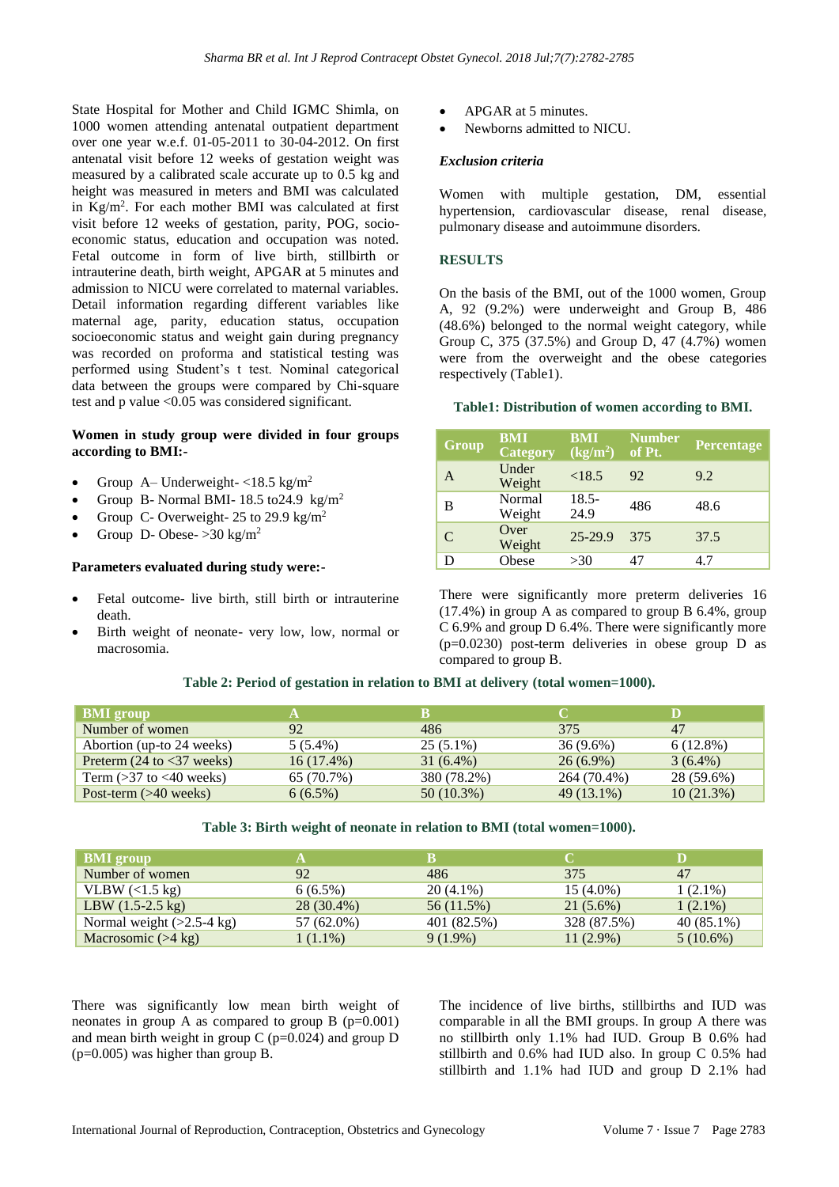State Hospital for Mother and Child IGMC Shimla, on 1000 women attending antenatal outpatient department over one year w.e.f. 01-05-2011 to 30-04-2012. On first antenatal visit before 12 weeks of gestation weight was measured by a calibrated scale accurate up to 0.5 kg and height was measured in meters and BMI was calculated in $Kg/m^2$. For each mother BMI was calculated at first visit before 12 weeks of gestation, parity, POG, socio-economic status, education and occupation was noted. Fetal outcome in form of live birth, stillbirth or intrauterine death, birth weight, APGAR at 5 minutes and admission to NICU were correlated to maternal variables. Detail information regarding different variables like maternal age, parity, education status, occupation socioeconomic status and weight gain during pregnancy was recorded on proforma and statistical testing was performed using Student's t test. Nominal categorical data between the groups were compared by Chi-square test and p value <0.05 was considered significant.

**Women in study group were divided in four groups according to BMI:-**

- Group A– Underweight- <18.5 $kg/m^2$
- Group B- Normal BMI- 18.5 to24.9 $kg/m^2$
- Group C- Overweight- 25 to 29.9 $kg/m^2$
- Group D- Obese- >30 $kg/m^2$

**Parameters evaluated during study were:-**

- Fetal outcome- live birth, still birth or intrauterine death.
- Birth weight of neonate- very low, low, normal or macrosomia.
- APGAR at 5 minutes.
- Newborns admitted to NICU.

***Exclusion criteria***

Women with multiple gestation, DM, essential hypertension, cardiovascular disease, renal disease, pulmonary disease and autoimmune disorders.

## RESULTS

On the basis of the BMI, out of the 1000 women, Group A, 92 (9.2%) were underweight and Group B, 486 (48.6%) belonged to the normal weight category, while Group C, 375 (37.5%) and Group D, 47 (4.7%) women were from the overweight and the obese categories respectively (Table1).

**Table1: Distribution of women according to BMI.**

| Group | BMI Category | BMI ($kg/m^2$) | Number of Pt. | Percentage |
|---|---|---|---|---|
| A | Under Weight | <18.5 | 92 | 9.2 |
| B | Normal Weight | 18.5-24.9 | 486 | 48.6 |
| C | Over Weight | 25-29.9 | 375 | 37.5 |
| D | Obese | >30 | 47 | 4.7 |

There were significantly more preterm deliveries 16 (17.4%) in group A as compared to group B 6.4%, group C 6.9% and group D 6.4%. There were significantly more (p=0.0230) post-term deliveries in obese group D as compared to group B.

**Table 2: Period of gestation in relation to BMI at delivery (total women=1000).**

| BMI group | A | B | C | D |
|---|---|---|---|---|
| Number of women | 92 | 486 | 375 | 47 |
| Abortion (up-to 24 weeks) | 5 (5.4%) | 25 (5.1%) | 36 (9.6%) | 6 (12.8%) |
| Preterm (24 to <37 weeks) | 16 (17.4%) | 31 (6.4%) | 26 (6.9%) | 3 (6.4%) |
| Term (>37 to <40 weeks) | 65 (70.7%) | 380 (78.2%) | 264 (70.4%) | 28 (59.6%) |
| Post-term (>40 weeks) | 6 (6.5%) | 50 (10.3%) | 49 (13.1%) | 10 (21.3%) |

**Table 3: Birth weight of neonate in relation to BMI (total women=1000).**

| BMI group | A | B | C | D |
|---|---|---|---|---|
| Number of women | 92 | 486 | 375 | 47 |
| VLBW (<1.5 kg) | 6 (6.5%) | 20 (4.1%) | 15 (4.0%) | 1 (2.1%) |
| LBW (1.5-2.5 kg) | 28 (30.4%) | 56 (11.5%) | 21 (5.6%) | 1 (2.1%) |
| Normal weight (>2.5-4 kg) | 57 (62.0%) | 401 (82.5%) | 328 (87.5%) | 40 (85.1%) |
| Macrosomic (>4 kg) | 1 (1.1%) | 9 (1.9%) | 11 (2.9%) | 5 (10.6%) |

There was significantly low mean birth weight of neonates in group A as compared to group B (p=0.001) and mean birth weight in group C (p=0.024) and group D (p=0.005) was higher than group B.

The incidence of live births, stillbirths and IUD was comparable in all the BMI groups. In group A there was no stillbirth only 1.1% had IUD. Group B 0.6% had stillbirth and 0.6% had IUD also. In group C 0.5% had stillbirth and 1.1% had IUD and group D 2.1% had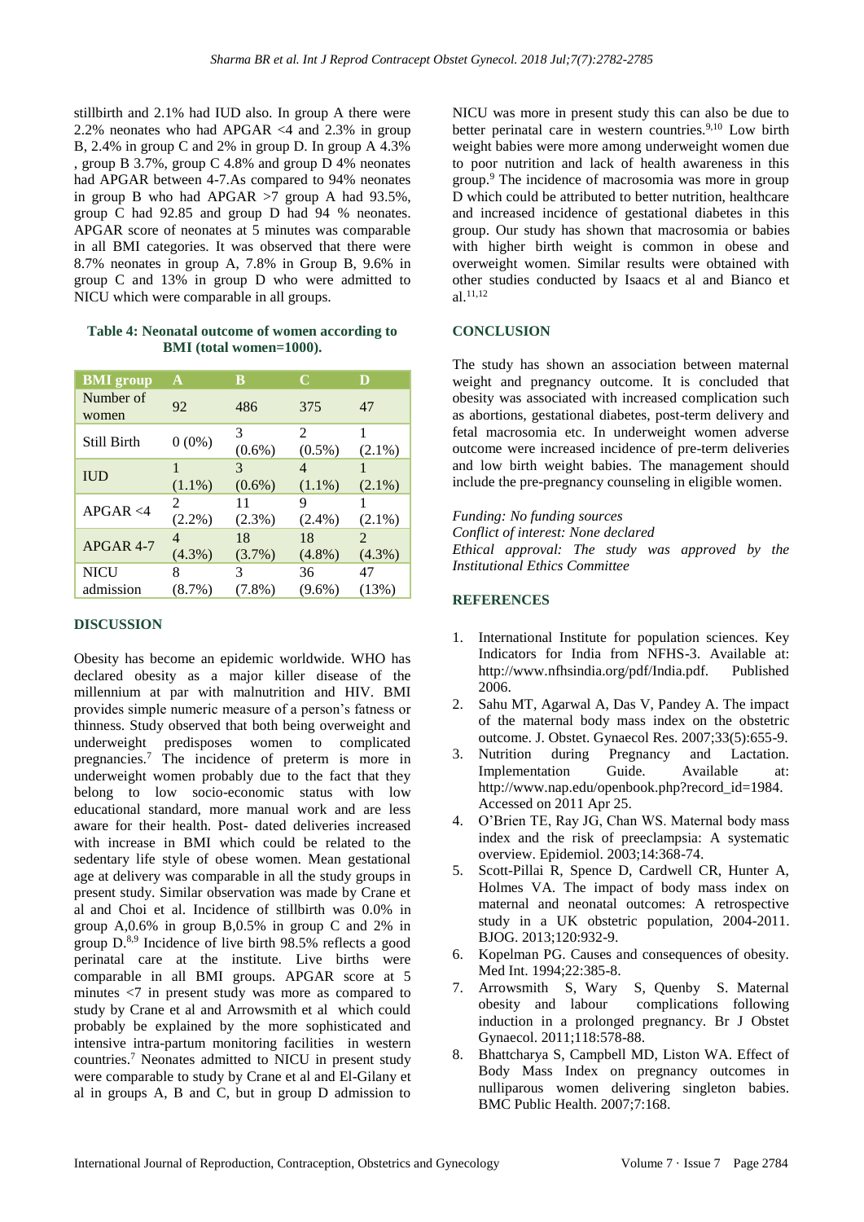stillbirth and 2.1% had IUD also. In group A there were 2.2% neonates who had APGAR <4 and 2.3% in group B, 2.4% in group C and 2% in group D. In group A 4.3% , group B 3.7%, group C 4.8% and group D 4% neonates had APGAR between 4-7.As compared to 94% neonates in group B who had APGAR >7 group A had 93.5%, group C had 92.85 and group D had 94 % neonates. APGAR score of neonates at 5 minutes was comparable in all BMI categories. It was observed that there were 8.7% neonates in group A, 7.8% in Group B, 9.6% in group C and 13% in group D who were admitted to NICU which were comparable in all groups.

**Table 4: Neonatal outcome of women according to BMI (total women=1000).**

| BMI group | A | B | C | D |
|---|---|---|---|---|
| Number of women | 92 | 486 | 375 | 47 |
| Still Birth | 0 (0%) | 3 (0.6%) | 2 (0.5%) | 1 (2.1%) |
| IUD | 1 (1.1%) | 3 (0.6%) | 4 (1.1%) | 1 (2.1%) |
| APGAR <4 | 2 (2.2%) | 11 (2.3%) | 9 (2.4%) | 1 (2.1%) |
| APGAR 4-7 | 4 (4.3%) | 18 (3.7%) | 18 (4.8%) | 2 (4.3%) |
| NICU admission | 8 (8.7%) | 3 (7.8%) | 36 (9.6%) | 47 (13%) |

## DISCUSSION

Obesity has become an epidemic worldwide. WHO has declared obesity as a major killer disease of the millennium at par with malnutrition and HIV. BMI provides simple numeric measure of a person's fatness or thinness. Study observed that both being overweight and underweight predisposes women to complicated pregnancies.[7] The incidence of preterm is more in underweight women probably due to the fact that they belong to low socio-economic status with low educational standard, more manual work and are less aware for their health. Post- dated deliveries increased with increase in BMI which could be related to the sedentary life style of obese women. Mean gestational age at delivery was comparable in all the study groups in present study. Similar observation was made by Crane et al and Choi et al. Incidence of stillbirth was 0.0% in group A,0.6% in group B,0.5% in group C and 2% in group D.[8,9] Incidence of live birth 98.5% reflects a good perinatal care at the institute. Live births were comparable in all BMI groups. APGAR score at 5 minutes <7 in present study was more as compared to study by Crane et al and Arrowsmith et al which could probably be explained by the more sophisticated and intensive intra-partum monitoring facilities in western countries.[7] Neonates admitted to NICU in present study were comparable to study by Crane et al and El-Gilany et al in groups A, B and C, but in group D admission to NICU was more in present study this can also be due to better perinatal care in western countries.[9,10] Low birth weight babies were more among underweight women due to poor nutrition and lack of health awareness in this group.[9] The incidence of macrosomia was more in group D which could be attributed to better nutrition, healthcare and increased incidence of gestational diabetes in this group. Our study has shown that macrosomia or babies with higher birth weight is common in obese and overweight women. Similar results were obtained with other studies conducted by Isaacs et al and Bianco et al.[11,12]

## CONCLUSION

The study has shown an association between maternal weight and pregnancy outcome. It is concluded that obesity was associated with increased complication such as abortions, gestational diabetes, post-term delivery and fetal macrosomia etc. In underweight women adverse outcome were increased incidence of pre-term deliveries and low birth weight babies. The management should include the pre-pregnancy counseling in eligible women.

*Funding: No funding sources*
*Conflict of interest: None declared*
*Ethical approval: The study was approved by the Institutional Ethics Committee*

## REFERENCES

1. International Institute for population sciences. Key Indicators for India from NFHS-3. Available at: http://www.nfhsindia.org/pdf/India.pdf. Published 2006.
2. Sahu MT, Agarwal A, Das V, Pandey A. The impact of the maternal body mass index on the obstetric outcome. J. Obstet. Gynaecol Res. 2007;33(5):655-9.
3. Nutrition during Pregnancy and Lactation. Implementation Guide. Available at: http://www.nap.edu/openbook.php?record_id=1984. Accessed on 2011 Apr 25.
4. O'Brien TE, Ray JG, Chan WS. Maternal body mass index and the risk of preeclampsia: A systematic overview. Epidemiol. 2003;14:368-74.
5. Scott-Pillai R, Spence D, Cardwell CR, Hunter A, Holmes VA. The impact of body mass index on maternal and neonatal outcomes: A retrospective study in a UK obstetric population, 2004-2011. BJOG. 2013;120:932-9.
6. Kopelman PG. Causes and consequences of obesity. Med Int. 1994;22:385-8.
7. Arrowsmith S, Wary S, Quenby S. Maternal obesity and labour complications following induction in a prolonged pregnancy. Br J Obstet Gynaecol. 2011;118:578-88.
8. Bhattcharya S, Campbell MD, Liston WA. Effect of Body Mass Index on pregnancy outcomes in nulliparous women delivering singleton babies. BMC Public Health. 2007;7:168.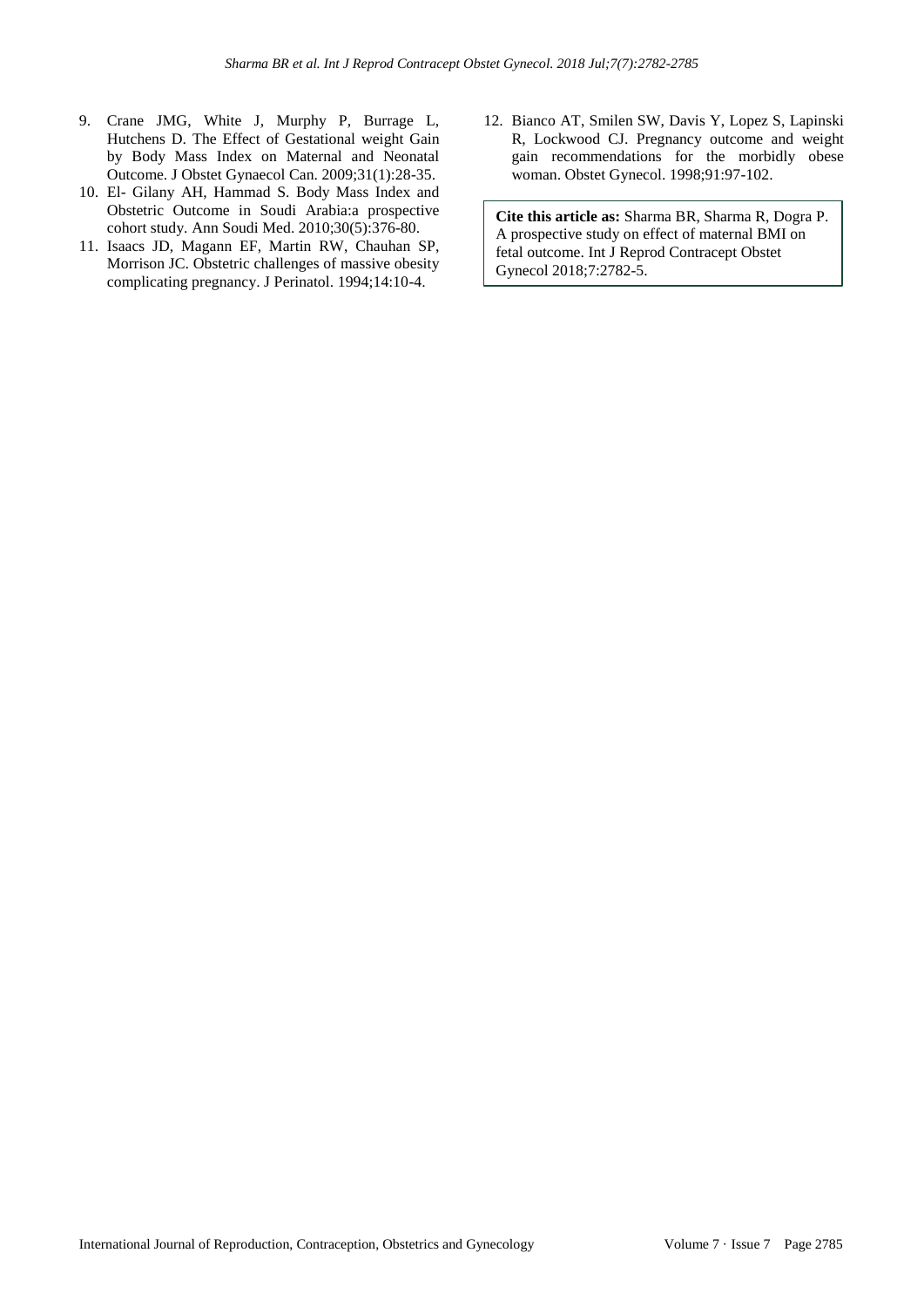9. Crane JMG, White J, Murphy P, Burrage L, Hutchens D. The Effect of Gestational weight Gain by Body Mass Index on Maternal and Neonatal Outcome. J Obstet Gynaecol Can. 2009;31(1):28-35.
10. El- Gilany AH, Hammad S. Body Mass Index and Obstetric Outcome in Soudi Arabia:a prospective cohort study. Ann Soudi Med. 2010;30(5):376-80.
11. Isaacs JD, Magann EF, Martin RW, Chauhan SP, Morrison JC. Obstetric challenges of massive obesity complicating pregnancy. J Perinatol. 1994;14:10-4.
12. Bianco AT, Smilen SW, Davis Y, Lopez S, Lapinski R, Lockwood CJ. Pregnancy outcome and weight gain recommendations for the morbidly obese woman. Obstet Gynecol. 1998;91:97-102.

**Cite this article as:** Sharma BR, Sharma R, Dogra P. A prospective study on effect of maternal BMI on fetal outcome. Int J Reprod Contracept Obstet Gynecol 2018;7:2782-5.